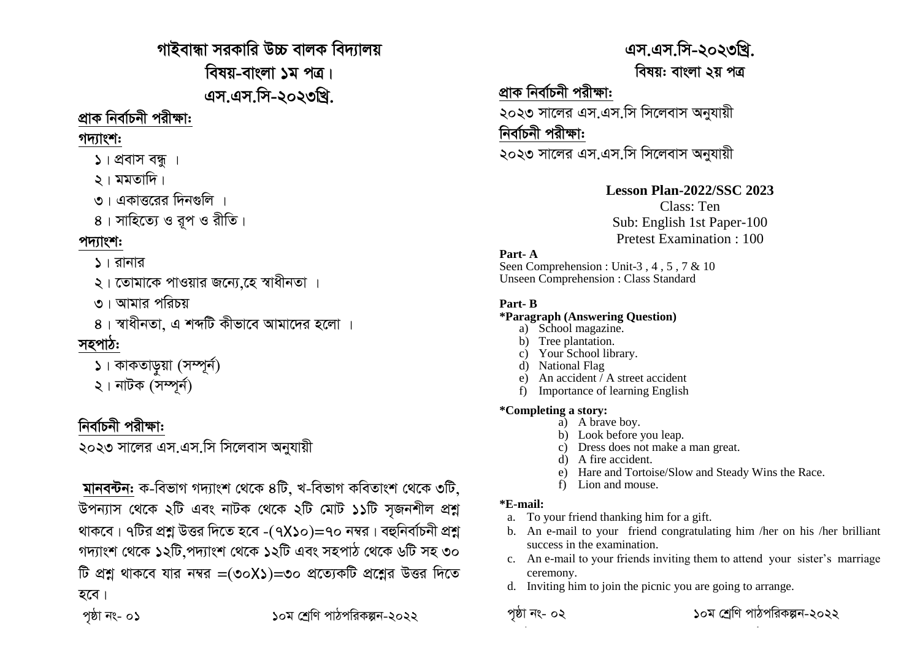# গাইবান্ধা সরকারি উচ্চ বালক বিদ্যালয়

## বিষয়-বাংলা ১ম পত্র।

## এস.এস.সি-২০২৩খ্রি.

**প্রাক নির্বাচনী পরীক্ষা:**

**গদ্যাংশ:**

১। প্রবাস বন্ধু ।
২। মমতাদি।
৩। একাত্তরের দিনগুলি ।
৪। সাহিত্যে ও রূপ ও রীতি।

**পদ্যাংশ:**

১। রানার
২। তোমাকে পাওয়ার জন্যে,হে স্বাধীনতা ।
৩। আমার পরিচয়
৪। স্বাধীনতা, এ শব্দটি কীভাবে আমাদের হলো ।

**সহপাঠ:**

১। কাকতাড়ুয়া (সম্পূর্ন)
২। নাটক (সম্পূর্ন)

**নির্বাচনী পরীক্ষা:**

২০২৩ সালের এস.এস.সি সিলেবাস অনুযায়ী

**মানবন্টন:** ক-বিভাগ গদ্যাংশ থেকে ৪টি, খ-বিভাগ কবিতাংশ থেকে ৩টি, উপন্যাস থেকে ২টি এবং নাটক থেকে ২টি মোট ১১টি সৃজনশীল প্রশ্ন থাকবে। ৭টির প্রশ্ন উত্তর দিতে হবে -(৭X১০)=৭০ নম্বর। বহুনির্বাচনী প্রশ্ন গদ্যাংশ থেকে ১২টি,পদ্যাংশ থেকে ১২টি এবং সহপাঠ থেকে ৬টি সহ ৩০ টি প্রশ্ন থাকবে যার নম্বর =(৩০X১)=৩০ প্রত্যেকটি প্রশ্নের উত্তর দিতে হবে।

## এস.এস.সি-২০২৩খ্রি.

### বিষয়: বাংলা ২য় পত্র

**প্রাক নির্বাচনী পরীক্ষা:**

২০২৩ সালের এস.এস.সি সিলেবাস অনুযায়ী

**নির্বাচনী পরীক্ষা:**

২০২৩ সালের এস.এস.সি সিলেবাস অনুযায়ী

## Lesson Plan-2022/SSC 2023

Class: Ten
Sub: English 1st Paper-100
Pretest Examination : 100

**Part- A**

Seen Comprehension : Unit-3 , 4 , 5 , 7 & 10
Unseen Comprehension : Class Standard

**Part- B**

**\*Paragraph (Answering Question)**

a) School magazine.
b) Tree plantation.
c) Your School library.
d) National Flag
e) An accident / A street accident
f) Importance of learning English

**\*Completing a story:**

a) A brave boy.
b) Look before you leap.
c) Dress does not make a man great.
d) A fire accident.
e) Hare and Tortoise/Slow and Steady Wins the Race.
f) Lion and mouse.

**\*E-mail:**

a. To your friend thanking him for a gift.
b. An e-mail to your friend congratulating him /her on his /her brilliant success in the examination.
c. An e-mail to your friends inviting them to attend your sister's marriage ceremony.
d. Inviting him to join the picnic you are going to arrange.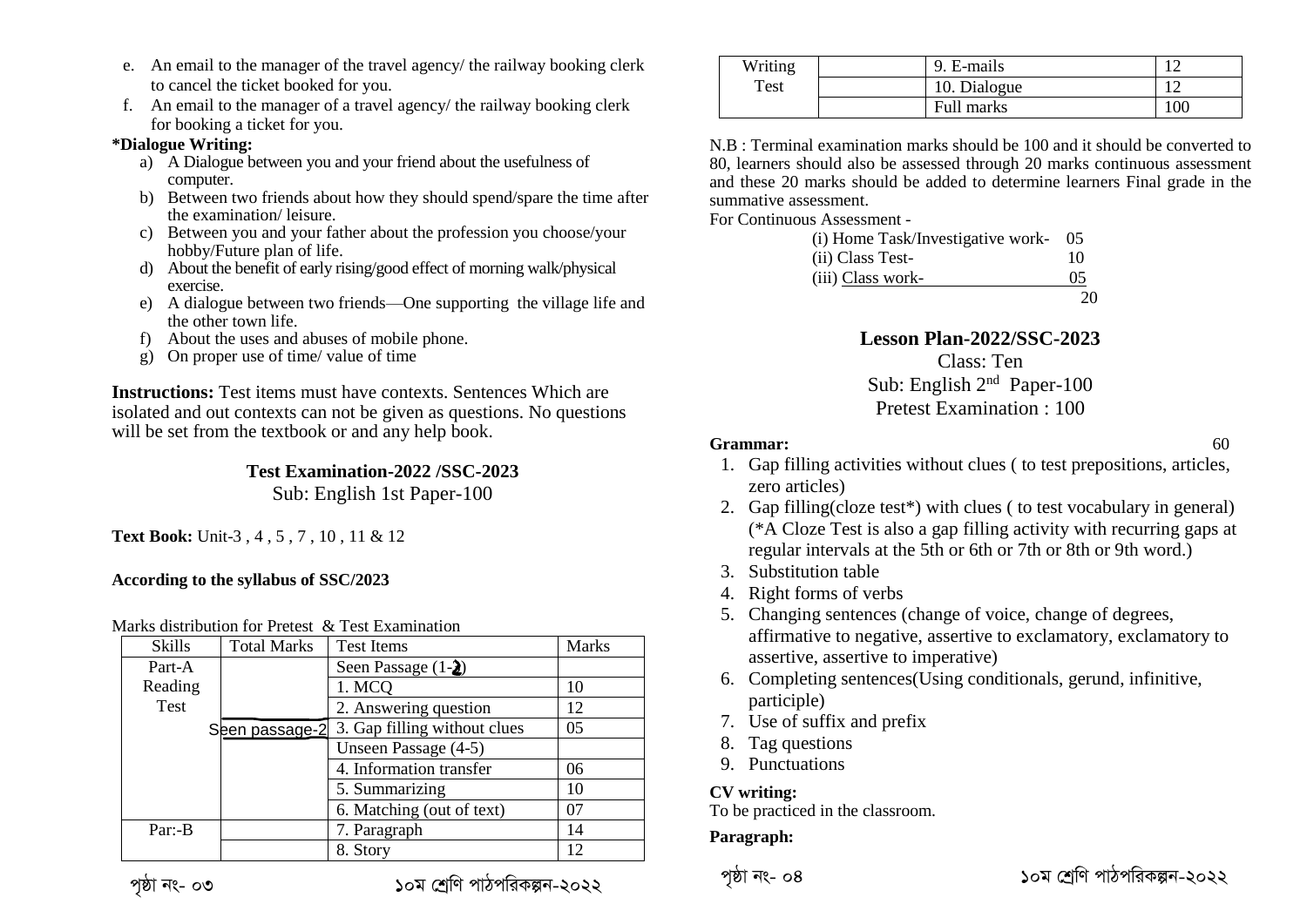e. An email to the manager of the travel agency/ the railway booking clerk to cancel the ticket booked for you.
f. An email to the manager of a travel agency/ the railway booking clerk for booking a ticket for you.

**\*Dialogue Writing:**

a) A Dialogue between you and your friend about the usefulness of computer.
b) Between two friends about how they should spend/spare the time after the examination/ leisure.
c) Between you and your father about the profession you choose/your hobby/Future plan of life.
d) About the benefit of early rising/good effect of morning walk/physical exercise.
e) A dialogue between two friends—One supporting the village life and the other town life.
f) About the uses and abuses of mobile phone.
g) On proper use of time/ value of time

**Instructions:** Test items must have contexts. Sentences Which are isolated and out contexts can not be given as questions. No questions will be set from the textbook or and any help book.

## Test Examination-2022 /SSC-2023

Sub: English 1st Paper-100

**Text Book:** Unit-3 , 4 , 5 , 7 , 10 , 11 & 12

**According to the syllabus of SSC/2023**

Marks distribution for Pretest & Test Examination

| Skills | Total Marks | Test Items | Marks |
|---|---|---|---|
| Part-A |  | Seen Passage (1-2) |  |
| Reading |  | 1. MCQ | 10 |
| Test |  | 2. Answering question | 12 |
|  | Seen passage-2 | 3. Gap filling without clues | 05 |
|  |  | Unseen Passage (4-5) |  |
|  |  | 4. Information transfer | 06 |
|  |  | 5. Summarizing | 10 |
|  |  | 6. Matching (out of text) | 07 |
| Par:-B |  | 7. Paragraph | 14 |
|  |  | 8. Story | 12 |
| Writing |  | 9. E-mails | 12 |
| Test |  | 10. Dialogue | 12 |
|  |  | Full marks | 100 |

N.B : Terminal examination marks should be 100 and it should be converted to 80, learners should also be assessed through 20 marks continuous assessment and these 20 marks should be added to determine learners Final grade in the summative assessment.

For Continuous Assessment -

(i) Home Task/Investigative work- 05
(ii) Class Test- 10
(iii) Class work- 05
20

## Lesson Plan-2022/SSC-2023

Class: Ten
Sub: English 2nd Paper-100
Pretest Examination : 100

**Grammar:** 60

1. Gap filling activities without clues ( to test prepositions, articles, zero articles)
2. Gap filling(cloze test*) with clues ( to test vocabulary in general) (*A Cloze Test is also a gap filling activity with recurring gaps at regular intervals at the 5th or 6th or 7th or 8th or 9th word.)
3. Substitution table
4. Right forms of verbs
5. Changing sentences (change of voice, change of degrees, affirmative to negative, assertive to exclamatory, exclamatory to assertive, assertive to imperative)
6. Completing sentences(Using conditionals, gerund, infinitive, participle)
7. Use of suffix and prefix
8. Tag questions
9. Punctuations

**CV writing:**
To be practiced in the classroom.

**Paragraph:**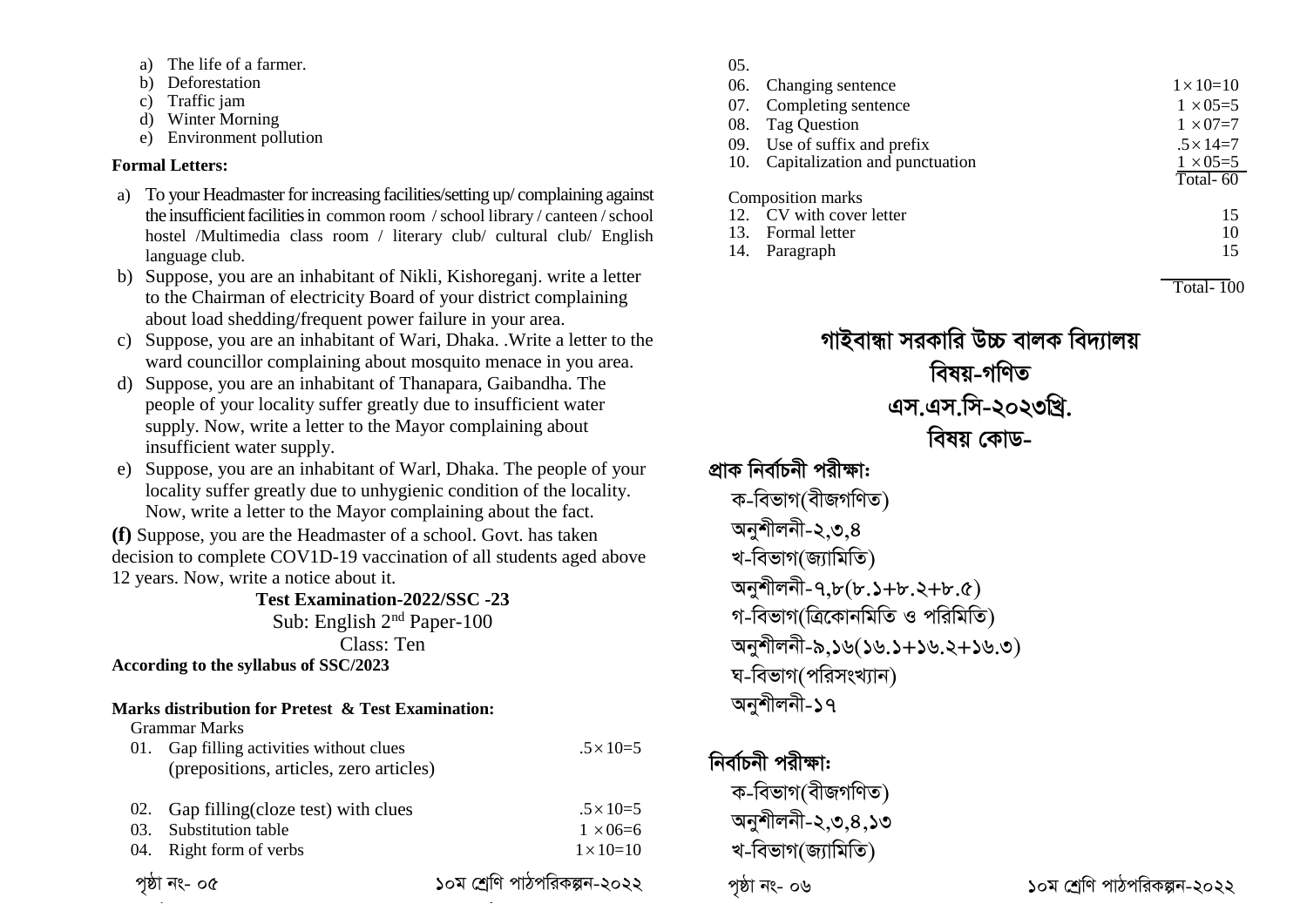a) The life of a farmer.
b) Deforestation
c) Traffic jam
d) Winter Morning
e) Environment pollution

**Formal Letters:**

a) To your Headmaster for increasing facilities/setting up/ complaining against the insufficient facilities in common room / school library / canteen / school hostel /Multimedia class room / literary club/ cultural club/ English language club.

b) Suppose, you are an inhabitant of Nikli, Kishoreganj. write a letter to the Chairman of electricity Board of your district complaining about load shedding/frequent power failure in your area.

c) Suppose, you are an inhabitant of Wari, Dhaka. .Write a letter to the ward councillor complaining about mosquito menace in you area.

d) Suppose, you are an inhabitant of Thanapara, Gaibandha. The people of your locality suffer greatly due to insufficient water supply. Now, write a letter to the Mayor complaining about insufficient water supply.

e) Suppose, you are an inhabitant of Warl, Dhaka. The people of your locality suffer greatly due to unhygienic condition of the locality. Now, write a letter to the Mayor complaining about the fact.

**(f)** Suppose, you are the Headmaster of a school. Govt. has taken decision to complete COV1D-19 vaccination of all students aged above 12 years. Now, write a notice about it.

**Test Examination-2022/SSC -23**
Sub: English 2nd Paper-100
Class: Ten

**According to the syllabus of SSC/2023**

**Marks distribution for Pretest & Test Examination:**

Grammar Marks

| | | |
|---|---|---|
| 01. | Gap filling activities without clues (prepositions, articles, zero articles) | $.5\times10=5$ |
| 02. | Gap filling(cloze test) with clues | $.5\times10=5$ |
| 03. | Substitution table | $1\times06=6$ |
| 04. | Right form of verbs | $1\times10=10$ |
| 05. | | |
| 06. | Changing sentence | $1\times10=10$ |
| 07. | Completing sentence | $1\times05=5$ |
| 08. | Tag Question | $1\times07=7$ |
| 09. | Use of suffix and prefix | $.5\times14=7$ |
| 10. | Capitalization and punctuation | $1\times05=5$ |
| | | Total- 60 |

Composition marks

| | | |
|---|---|---|
| 12. | CV with cover letter | 15 |
| 13. | Formal letter | 10 |
| 14. | Paragraph | 15 |
| | | Total- 100 |

# গাইবান্ধা সরকারি উচ্চ বালক বিদ্যালয়
## বিষয়-গণিত
## এস.এস.সি-২০২৩খ্রি.
## বিষয় কোড-

**প্রাক নির্বাচনী পরীক্ষা:**

ক-বিভাগ(বীজগণিত)
অনুশীলনী-২,৩,৪
খ-বিভাগ(জ্যামিতি)
অনুশীলনী-৭,৮(৮.১+৮.২+৮.৫)
গ-বিভাগ(ত্রিকোনমিতি ও পরিমিতি)
অনুশীলনী-৯,১৬(১৬.১+১৬.২+১৬.৩)
ঘ-বিভাগ(পরিসংখ্যান)
অনুশীলনী-১৭

**নির্বাচনী পরীক্ষা:**

ক-বিভাগ(বীজগণিত)
অনুশীলনী-২,৩,৪,১৩
খ-বিভাগ(জ্যামিতি)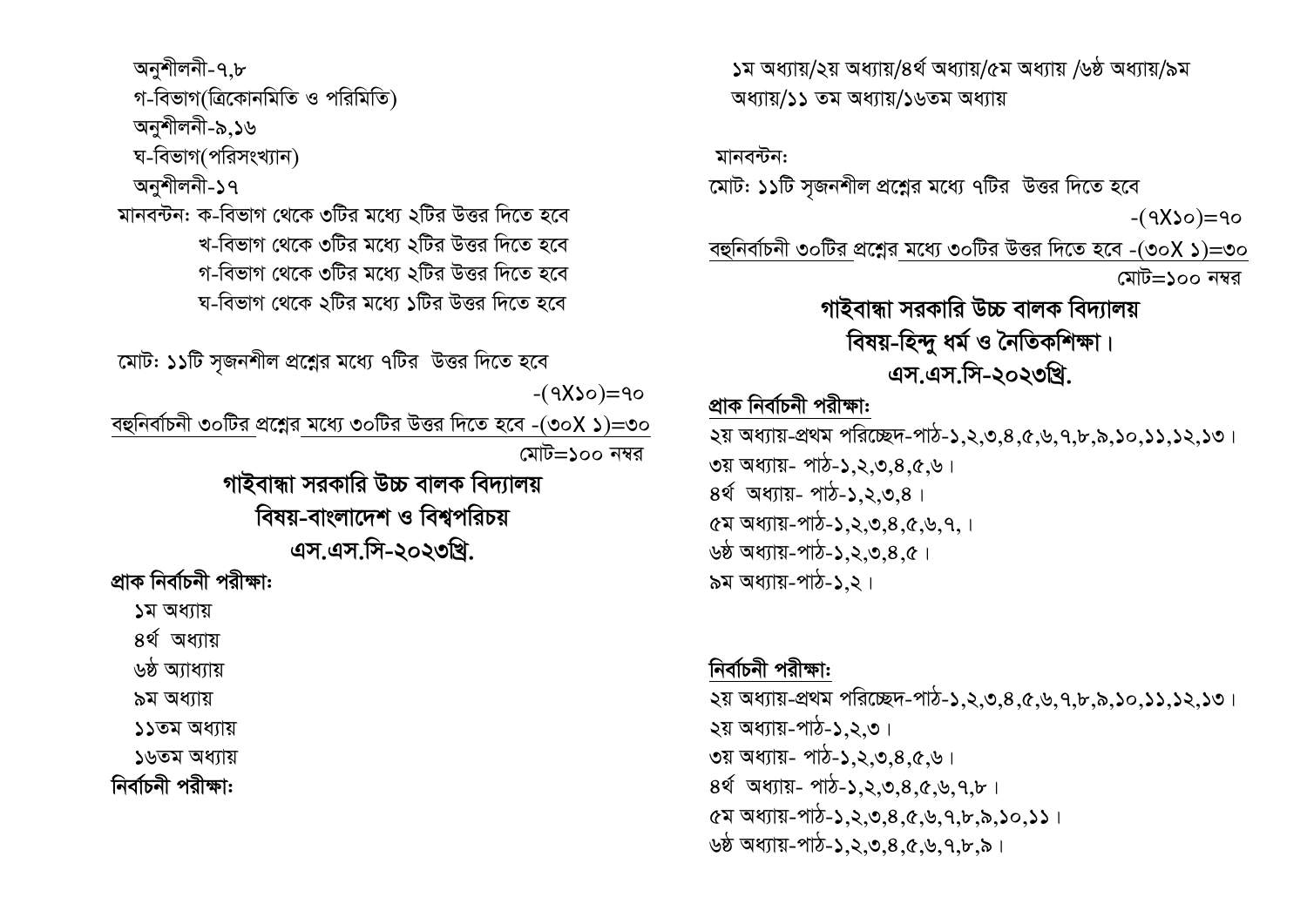অনুশীলনী-৭,৮

গ-বিভাগ(ত্রিকোনমিতি ও পরিমিতি)

অনুশীলনী-৯,১৬

ঘ-বিভাগ(পরিসংখ্যান)

অনুশীলনী-১৭

মানবন্টন: ক-বিভাগ থেকে ৩টির মধ্যে ২টির উত্তর দিতে হবে

খ-বিভাগ থেকে ৩টির মধ্যে ২টির উত্তর দিতে হবে

গ-বিভাগ থেকে ৩টির মধ্যে ২টির উত্তর দিতে হবে

ঘ-বিভাগ থেকে ২টির মধ্যে ১টির উত্তর দিতে হবে

মোট: ১১টি সৃজনশীল প্রশ্নের মধ্যে ৭টির উত্তর দিতে হবে -(৭X১০)=৭০

<u>বহুনির্বাচনী ৩০টির প্রশ্নের মধ্যে ৩০টির উত্তর দিতে হবে -(৩০X ১)=৩০</u>

মোট=১০০ নম্বর

## গাইবান্ধা সরকারি উচ্চ বালক বিদ্যালয়
## বিষয়-বাংলাদেশ ও বিশ্বপরিচয়
## এস.এস.সি-২০২৩খ্রি.

**প্রাক নির্বাচনী পরীক্ষা:**

১ম অধ্যায়

৪র্থ অধ্যায়

৬ষ্ঠ অ্যাধ্যায়

৯ম অধ্যায়

১১তম অধ্যায়

১৬তম অধ্যায়

**নির্বাচনী পরীক্ষা:**

১ম অধ্যায়/২য় অধ্যায়/৪র্থ অধ্যায়/৫ম অধ্যায় /৬ষ্ঠ অধ্যায়/৯ম অধ্যায়/১১ তম অধ্যায়/১৬তম অধ্যায়

মানবন্টন:

মোট: ১১টি সৃজনশীল প্রশ্নের মধ্যে ৭টির উত্তর দিতে হবে -(৭X১০)=৭০

<u>বহুনির্বাচনী ৩০টির প্রশ্নের মধ্যে ৩০টির উত্তর দিতে হবে -(৩০X ১)=৩০</u>

মোট=১০০ নম্বর

## গাইবান্ধা সরকারি উচ্চ বালক বিদ্যালয়
## বিষয়-হিন্দু ধর্ম ও নৈতিকশিক্ষা।
## এস.এস.সি-২০২৩খ্রি.

<u>প্রাক নির্বাচনী পরীক্ষা:</u>

২য় অধ্যায়-প্রথম পরিচ্ছেদ-পাঠ-১,২,৩,৪,৫,৬,৭,৮,৯,১০,১১,১২,১৩।

৩য় অধ্যায়- পাঠ-১,২,৩,৪,৫,৬।

৪র্থ অধ্যায়- পাঠ-১,২,৩,৪।

৫ম অধ্যায়-পাঠ-১,২,৩,৪,৫,৬,৭,।

৬ষ্ঠ অধ্যায়-পাঠ-১,২,৩,৪,৫।

৯ম অধ্যায়-পাঠ-১,২।

<u>নির্বাচনী পরীক্ষা:</u>

২য় অধ্যায়-প্রথম পরিচ্ছেদ-পাঠ-১,২,৩,৪,৫,৬,৭,৮,৯,১০,১১,১২,১৩।

২য় অধ্যায়-পাঠ-১,২,৩।

৩য় অধ্যায়- পাঠ-১,২,৩,৪,৫,৬।

৪র্থ অধ্যায়- পাঠ-১,২,৩,৪,৫,৬,৭,৮।

৫ম অধ্যায়-পাঠ-১,২,৩,৪,৫,৬,৭,৮,৯,১০,১১।

৬ষ্ঠ অধ্যায়-পাঠ-১,২,৩,৪,৫,৬,৭,৮,৯।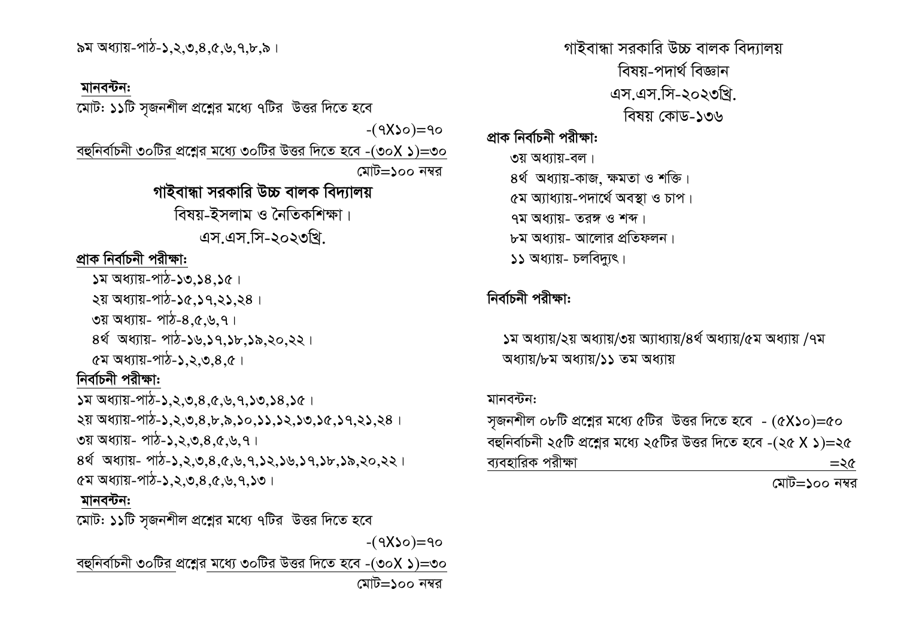৯ম অধ্যায়-পাঠ-১,২,৩,৪,৫,৬,৭,৮,৯।

**মানবন্টন:**

মোট: **১১**টি সৃজনশীল প্রশ্নের মধ্যে ৭টির উত্তর দিতে হবে -(৭X১০)=৭০

বহুনির্বাচনী ৩০টির প্রশ্নের মধ্যে ৩০টির উত্তর দিতে হবে -(৩০X ১)=৩০

মোট=১০০ নম্বর

## গাইবান্ধা সরকারি উচ্চ বালক বিদ্যালয়

বিষয়-ইসলাম ও নৈতিকশিক্ষা।

এস.এস.সি-২০২৩খ্রি.

**প্রাক নির্বাচনী পরীক্ষা:**

১ম অধ্যায়-পাঠ-১৩,১৪,১৫।
২য় অধ্যায়-পাঠ-১৫,১৭,২১,২৪।
৩য় অধ্যায়- পাঠ-৪,৫,৬,৭।
৪র্থ অধ্যায়- পাঠ-১৬,১৭,১৮,১৯,২০,২২।
৫ম অধ্যায়-পাঠ-১,২,৩,৪,৫।

**নির্বাচনী পরীক্ষা:**

১ম অধ্যায়-পাঠ-১,২,৩,৪,৫,৬,৭,১৩,১৪,১৫।
২য় অধ্যায়-পাঠ-১,২,৩,৪,৮,৯,১০,১১,১২,১৩,১৫,১৭,২১,২৪।
৩য় অধ্যায়- পাঠ-১,২,৩,৪,৫,৬,৭।
৪র্থ অধ্যায়- পাঠ-১,২,৩,৪,৫,৬,৭,১২,১৬,১৭,১৮,১৯,২০,২২।
৫ম অধ্যায়-পাঠ-১,২,৩,৪,৫,৬,৭,১৩।

**মানবন্টন:**

মোট: **১১**টি সৃজনশীল প্রশ্নের মধ্যে ৭টির উত্তর দিতে হবে -(৭X১০)=৭০

বহুনির্বাচনী ৩০টির প্রশ্নের মধ্যে ৩০টির উত্তর দিতে হবে -(৩০X ১)=৩০

মোট=১০০ নম্বর

## গাইবান্ধা সরকারি উচ্চ বালক বিদ্যালয়

বিষয়-পদার্থ বিজ্ঞান

এস.এস.সি-২০২৩খ্রি.

বিষয় কোড-১৩৬

**প্রাক নির্বাচনী পরীক্ষা:**

৩য় অধ্যায়-বল।
৪র্থ অধ্যায়-কাজ, ক্ষমতা ও শক্তি।
৫ম অ্যাধ্যায়-পদার্থে অবস্থা ও চাপ।
৭ম অধ্যায়- তরঙ্গ ও শব্দ।
৮ম অধ্যায়- আলোর প্রতিফলন।
১১ অধ্যায়- চলবিদ্যুৎ।

**নির্বাচনী পরীক্ষা:**

১ম অধ্যায়/২য় অধ্যায়/৩য় অ্যাধ্যায়/৪র্থ অধ্যায়/৫ম অধ্যায় /৭ম অধ্যায়/৮ম অধ্যায়/১১ তম অধ্যায়

মানবন্টন:

সৃজনশীল ০৮টি প্রশ্নের মধ্যে ৫টির উত্তর দিতে হবে - (৫X১০)=৫০

বহুনির্বাচনী ২৫টি প্রশ্নের মধ্যে ২৫টির উত্তর দিতে হবে -(২৫ X ১)=২৫

ব্যবহারিক পরীক্ষা =২৫

মোট=১০০ নম্বর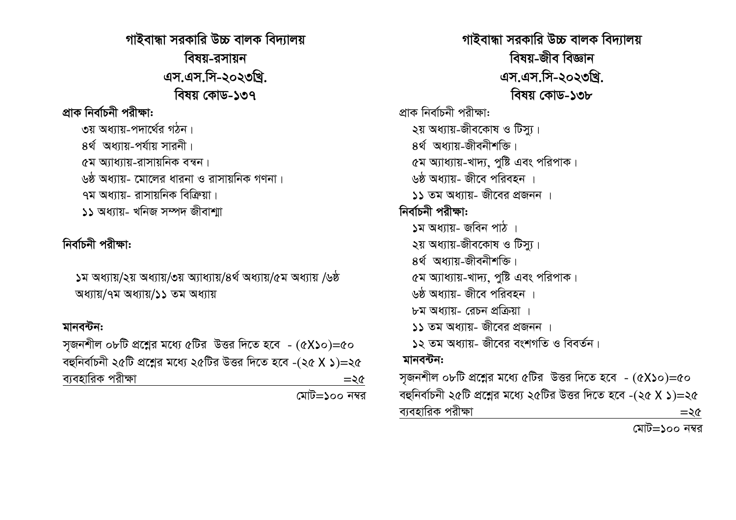## গাইবান্ধা সরকারি উচ্চ বালক বিদ্যালয়
## বিষয়-রসায়ন
## এস.এস.সি-২০২৩খ্রি.
## বিষয় কোড-১৩৭

**প্রাক নির্বাচনী পরীক্ষা:**

৩য় অধ্যায়-পদার্থের গঠন।
৪র্থ অধ্যায়-পর্যায় সারনী।
৫ম অ্যাধ্যায়-রাসায়নিক বন্বন।
৬ষ্ঠ অধ্যায়- মোলের ধারনা ও রাসায়নিক গণনা।
৭ম অধ্যায়- রাসায়নিক বিক্রিয়া।
১১ অধ্যায়- খনিজ সম্পদ জীবাশ্মা

**নির্বাচনী পরীক্ষা:**

১ম অধ্যায়/২য় অধ্যায়/৩য় অ্যাধ্যায়/৪র্থ অধ্যায়/৫ম অধ্যায় /৬ষ্ঠ অধ্যায়/৭ম অধ্যায়/১১ তম অধ্যায়

**মানবন্টন:**

সৃজনশীল ০৮টি প্রশ্নের মধ্যে ৫টির উত্তর দিতে হবে - (৫X১০)=৫০
বহুনির্বাচনী ২৫টি প্রশ্নের মধ্যে ২৫টির উত্তর দিতে হবে -(২৫ X ১)=২৫
ব্যবহারিক পরীক্ষা =২৫

মোট=১০০ নম্বর

## গাইবান্ধা সরকারি উচ্চ বালক বিদ্যালয়
## বিষয়-জীব বিজ্ঞান
## এস.এস.সি-২০২৩খ্রি.
## বিষয় কোড-১৩৮

প্রাক নির্বাচনী পরীক্ষা:

২য় অধ্যায়-জীবকোষ ও টিস্যু।
৪র্থ অধ্যায়-জীবনীশক্তি।
৫ম অ্যাধ্যায়-খাদ্য, পুষ্টি এবং পরিপাক।
৬ষ্ঠ অধ্যায়- জীবে পরিবহন ।
১১ তম অধ্যায়- জীবের প্রজনন ।

**নির্বাচনী পরীক্ষা:**

১ম অধ্যায়- জবিন পাঠ ।
২য় অধ্যায়-জীবকোষ ও টিস্যু।
৪র্থ অধ্যায়-জীবনীশক্তি।
৫ম অ্যাধ্যায়-খাদ্য, পুষ্টি এবং পরিপাক।
৬ষ্ঠ অধ্যায়- জীবে পরিবহন ।
৮ম অধ্যায়- রেচন প্রক্রিয়া ।
১১ তম অধ্যায়- জীবের প্রজনন ।
১২ তম অধ্যায়- জীবের বংশগতি ও বিবর্তন।

**মানবন্টন:**

সৃজনশীল ০৮টি প্রশ্নের মধ্যে ৫টির উত্তর দিতে হবে - (৫X১০)=৫০
বহুনির্বাচনী ২৫টি প্রশ্নের মধ্যে ২৫টির উত্তর দিতে হবে -(২৫ X ১)=২৫
ব্যবহারিক পরীক্ষা =২৫

মোট=১০০ নম্বর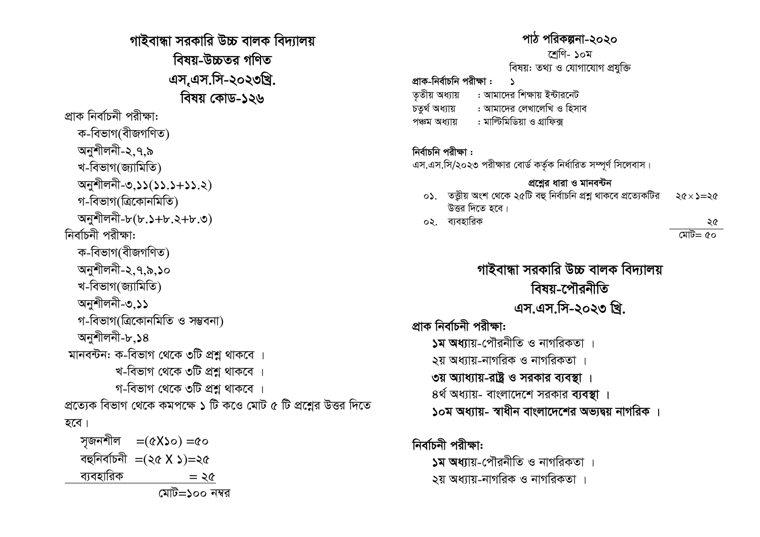# গাইবান্ধা সরকারি উচ্চ বালক বিদ্যালয়
## বিষয়-উচ্চতর গণিত
## এস,এস.সি-২০২৩খ্রি.
## বিষয় কোড-১২৬

প্রাক নির্বাচনী পরীক্ষা:

ক-বিভাগ(বীজগণিত)

অনুশীলনী-২,৭,৯

খ-বিভাগ(জ্যামিতি)

অনুশীলনী-৩,১১(১১.১+১১.২)

গ-বিভাগ(ত্রিকোনমিতি)

অনুশীলনী-৮(৮.১+৮.২+৮.৩)

নির্বাচনী পরীক্ষা:

ক-বিভাগ(বীজগণিত)

অনুশীলনী-২,৭,৯,১০

খ-বিভাগ(জ্যামিতি)

অনুশীলনী-৩,১১

গ-বিভাগ(ত্রিকোনমিতি ও সম্ভবনা)

অনুশীলনী-৮,১৪

মানবন্টন: ক-বিভাগ থেকে ৩টি প্রশ্ন থাকবে ।

খ-বিভাগ থেকে ৩টি প্রশ্ন থাকবে ।

গ-বিভাগ থেকে ৩টি প্রশ্ন থাকবে ।

প্রত্যেক বিভাগ থেকে কমপক্ষে ১ টি কওে মোট ৫ টি প্রশ্নের উত্তর দিতে হবে।

সৃজনশীল =(৫X১০) =৫০

বহুনির্বাচনী =(২৫ X ১)=২৫

ব্যবহারিক = ২৫

মোট=১০০ নম্বর

## পাঠ পরিকল্পনা-২০২০

শ্রেণি- ১০ম

বিষয়: তথ্য ও যোগাযোগ প্রযুক্তি

**প্রাক-নির্বাচনি পরীক্ষা :** ১

তৃতীয় অধ্যায় : আমাদের শিক্ষায় ইন্টারনেট

চতুর্থ অধ্যায় : আমাদের লেখালেখি ও হিসাব

পঞ্চম অধ্যায় : মাল্টিমিডিয়া ও গ্রাফিক্স

**নির্বাচনি পরীক্ষা :**

এস.এস.সি/২০২৩ পরীক্ষার বোর্ড কর্তৃক নির্ধারিত সম্পূর্ণ সিলেবাস।

**প্রশ্নের ধারা ও মানবন্টন**

০১. তত্ত্বীয় অংশ থেকে ২৫টি বহু নির্বাচনি প্রশ্ন থাকবে প্রত্যেকটির উত্তর দিতে হবে। ২৫×১=২৫

০২. ব্যবহারিক ২৫

মোট= ৫০

# গাইবান্ধা সরকারি উচ্চ বালক বিদ্যালয়
## বিষয়-পৌরনীতি
## এস.এস.সি-২০২৩ খ্রি.

**প্রাক নির্বাচনী পরীক্ষা:**

**১ম অধ্যায়**-পৌরনীতি ও নাগরিকতা ।

২য় অধ্যায়-নাগরিক ও নাগরিকতা ।

**৩য় অ্যাধ্যায়-রাষ্ট্র ও সরকার ব্যবস্থা ।**

৪র্থ অধ্যায়- বাংলাদেশে সরকার **ব্যবস্থা ।**

**১০ম অধ্যায়- স্বাধীন বাংলাদেশের অভ্যদ্বয় নাগরিক ।**

**নির্বাচনী পরীক্ষা:**

**১ম অধ্যায়**-পৌরনীতি ও নাগরিকতা ।

২য় অধ্যায়-নাগরিক ও নাগরিকতা ।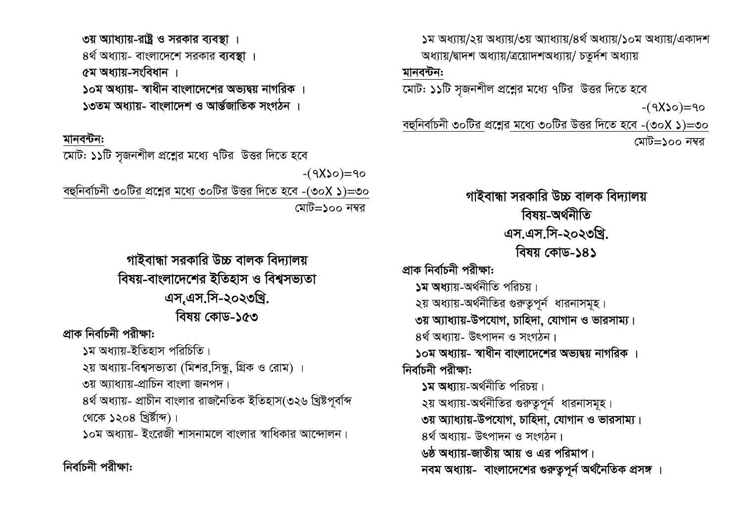**৩য় অ্যাধ্যায়-রাষ্ট্র ও সরকার ব্যবস্থা ।**

৪র্থ অধ্যায়- বাংলাদেশে সরকার **ব্যবস্থা ।**

**৫ম অধ্যায়-সংবিধান ।**

**১০ম অধ্যায়- স্বাধীন বাংলাদেশের অভ্যদ্বয় নাগরিক ।**

**১৩তম অধ্যায়- বাংলাদেশ ও আর্ন্তজাতিক সংগঠন ।**

**মানবন্টন:**

মোটঃ **১১**টি সৃজনশীল প্রশ্নের মধ্যে ৭টির উত্তর দিতে হবে

-(৭X১০)=৭০

বহুনির্বাচনী ৩০টির প্রশ্নের মধ্যে ৩০টির উত্তর দিতে হবে -(৩০X ১)=৩০

মোট=১০০ নম্বর

## গাইবান্ধা সরকারি উচ্চ বালক বিদ্যালয়
## বিষয়-বাংলাদেশের ইতিহাস ও বিশ্বসভ্যতা
## এস,এস.সি-২০২৩খ্রি.
## বিষয় কোড-১৫৩

**প্রাক নির্বাচনী পরীক্ষা:**

১ম অধ্যায়-ইতিহাস পরিচিতি।

২য় অধ্যায়-বিশ্বসভ্যতা (মিশর,সিন্ধু, গ্রিক ও রোম) ।

৩য় অ্যাধ্যায়-প্রাচিন বাংলা জনপদ।

৪র্থ অধ্যায়- প্রাচীন বাংলার রাজনৈতিক ইতিহাস(৩২৬ খ্রিষ্টপূর্বাব্দ থেকে ১২০৪ খ্রির্ষ্টাব্দ)।

১০ম অধ্যায়- ইংরেজী শাসনামলে বাংলার স্বাধিকার আন্দোলন।

**নির্বাচনী পরীক্ষা:**

**১ম অধ্যায়/২য় অধ্যায়/৩য় অ্যাধ্যায়/৪র্থ অধ্যায়/১০ম অধ্যায়/একাদশ অধ্যায়/দ্বাদশ অধ্যায়/ত্রয়োদশঅধ্যায়/ চতুর্দশ অধ্যায়**

**মানবন্টন:**

মোটঃ **১১**টি সৃজনশীল প্রশ্নের মধ্যে ৭টির উত্তর দিতে হবে

-(৭X১০)=৭০

বহুনির্বাচনী ৩০টির প্রশ্নের মধ্যে ৩০টির উত্তর দিতে হবে -(৩০X ১)=৩০

মোট=১০০ নম্বর

## গাইবান্ধা সরকারি উচ্চ বালক বিদ্যালয়
## বিষয়-অর্থনীতি
## এস.এস.সি-২০২৩খ্রি.
## বিষয় কোড-১৪১

**প্রাক নির্বাচনী পরীক্ষা:**

**১ম অধ্যায়**-অর্থনীতি পরিচয়।

২য় অধ্যায়-অর্থনীতির গুরুত্বপূর্ন ধারনাসমূহ।

**৩য় অ্যাধ্যায়-উপযোগ, চাহিদা, যোগান ও ভারসাম্য।**

৪র্থ অধ্যায়- উৎপাদন ও সংগঠন।

**১০ম অধ্যায়- স্বাধীন বাংলাদেশের অভ্যদ্বয় নাগরিক ।**

**নির্বাচনী পরীক্ষা:**

**১ম অধ্যায়**-অর্থনীতি পরিচয়।

২য় অধ্যায়-অর্থনীতির গুরুত্বপূর্ন ধারনাসমূহ।

**৩য় অ্যাধ্যায়-উপযোগ, চাহিদা, যোগান ও ভারসাম্য।**

৪র্থ অধ্যায়- উৎপাদন ও সংগঠন।

**৬ষ্ঠ অধ্যায়-জাতীয় আয় ও এর পরিমাপ।**

**নবম অধ্যায়- বাংলাদেশের গুরুত্বপূর্ন অর্থনৈতিক প্রসঙ্গ ।**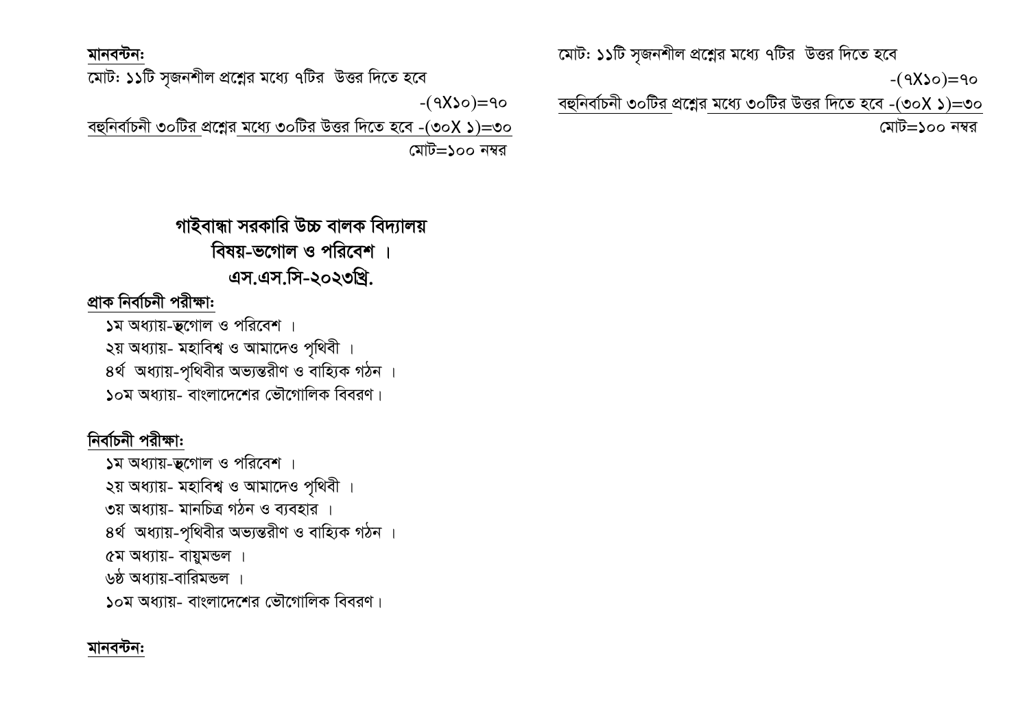**মানবন্টন:**

মোট: ১১টি সৃজনশীল প্রশ্নের মধ্যে ৭টির উত্তর দিতে হবে

-(৭X১০)=৭০

বহুনির্বাচনী ৩০টির প্রশ্নের মধ্যে ৩০টির উত্তর দিতে হবে -(৩০X ১)=৩০

মোট=১০০ নম্বর

## গাইবান্ধা সরকারি উচ্চ বালক বিদ্যালয়

## বিষয়-ভগোল ও পরিবেশ ।

## এস.এস.সি-২০২৩খ্রি.

**প্রাক নির্বাচনী পরীক্ষা:**

১ম অধ্যায়-ভুগোল ও পরিবেশ ।
২য় অধ্যায়- মহাবিশ্ব ও আমাদেও পৃথিবী ।
৪র্থ অধ্যায়-পৃথিবীর অভ্যন্তরীণ ও বাহ্যিক গঠন ।
১০ম অধ্যায়- বাংলাদেশের ভৌগোলিক বিবরণ।

**নির্বাচনী পরীক্ষা:**

১ম অধ্যায়-ভুগোল ও পরিবেশ ।
২য় অধ্যায়- মহাবিশ্ব ও আমাদেও পৃথিবী ।
৩য় অধ্যায়- মানচিত্র গঠন ও ব্যবহার ।
৪র্থ অধ্যায়-পৃথিবীর অভ্যন্তরীণ ও বাহ্যিক গঠন ।
৫ম অধ্যায়- বায়ুমন্ডল ।
৬ষ্ঠ অধ্যায়-বারিমন্ডল ।
১০ম অধ্যায়- বাংলাদেশের ভৌগোলিক বিবরণ।

**মানবন্টন:**

মোট: ১১টি সৃজনশীল প্রশ্নের মধ্যে ৭টির উত্তর দিতে হবে

-(৭X১০)=৭০

বহুনির্বাচনী ৩০টির প্রশ্নের মধ্যে ৩০টির উত্তর দিতে হবে -(৩০X ১)=৩০

মোট=১০০ নম্বর